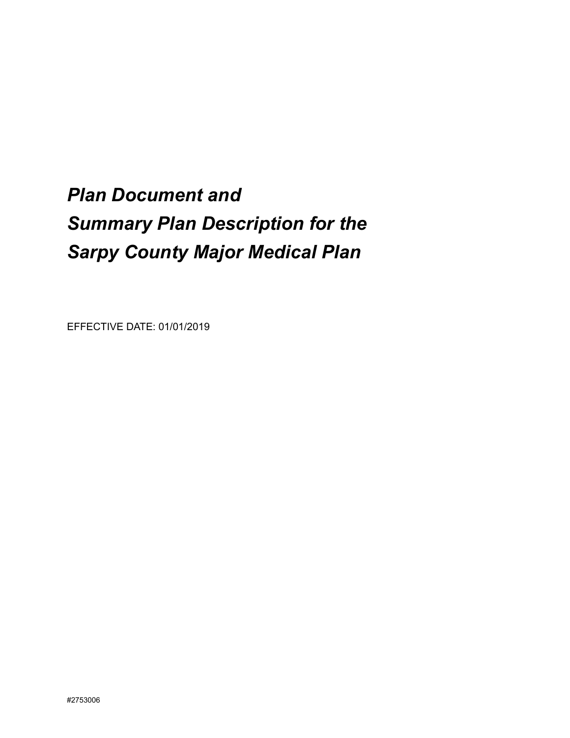# *Plan Document and Summary Plan Description for the Sarpy County Major Medical Plan*

EFFECTIVE DATE: 01/01/2019

#2753006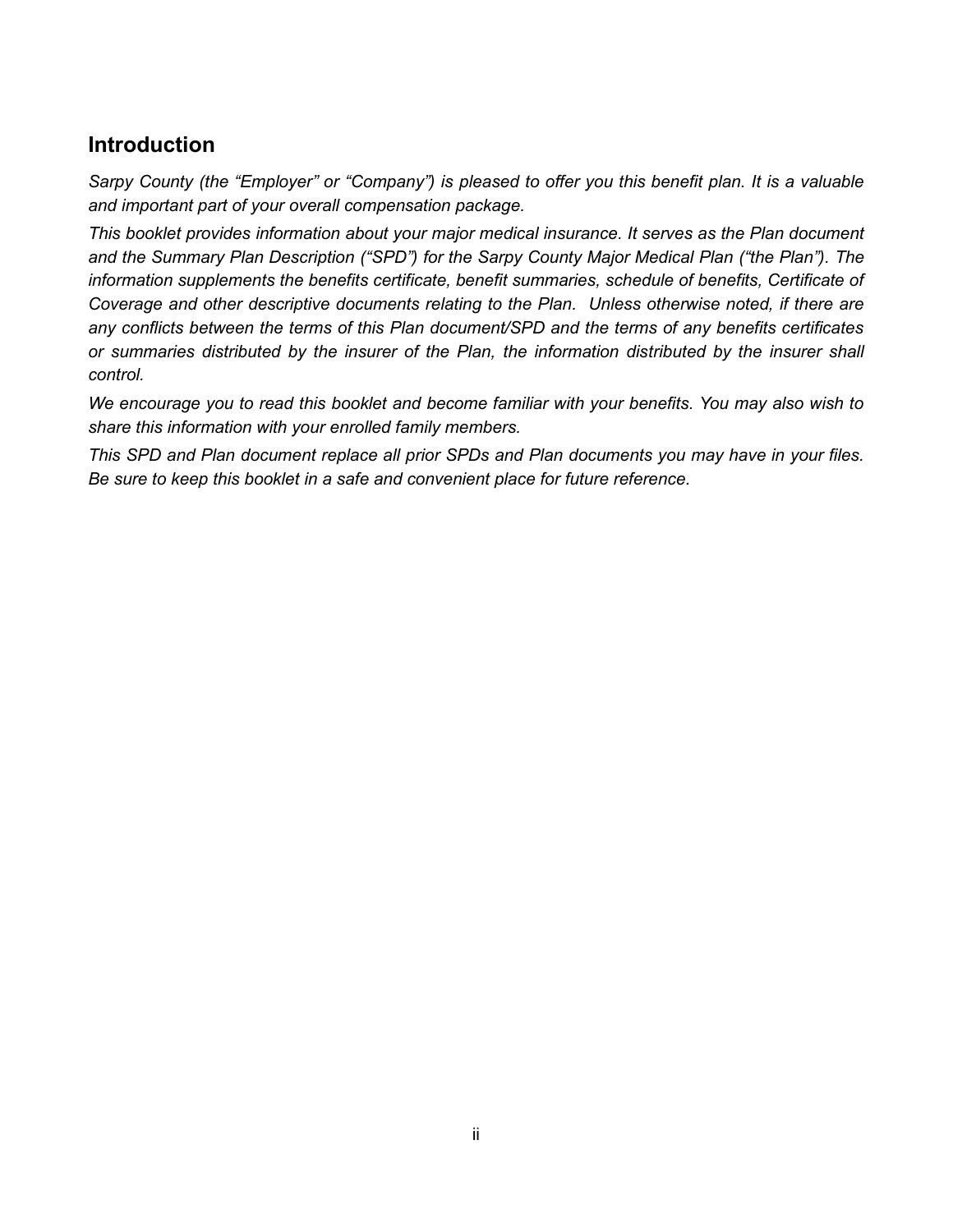## Introduction

*Sarpy County (the "Employer" or "Company") is pleased to offer you this benefit plan. It is a valuable and important part of your overall compensation package.*

*This booklet provides information about your major medical insurance. It serves as the Plan document and the Summary Plan Description ("SPD") for the Sarpy County Major Medical Plan ("the Plan"). The information supplements the benefits certificate, benefit summaries, schedule of benefits, Certificate of Coverage and other descriptive documents relating to the Plan. Unless otherwise noted, if there are any conflicts between the terms of this Plan document/SPD and the terms of any benefits certificates or summaries distributed by the insurer of the Plan, the information distributed by the insurer shall control.*

*We encourage you to read this booklet and become familiar with your benefits. You may also wish to share this information with your enrolled family members.*

*This SPD and Plan document replace all prior SPDs and Plan documents you may have in your files. Be sure to keep this booklet in a safe and convenient place for future reference.*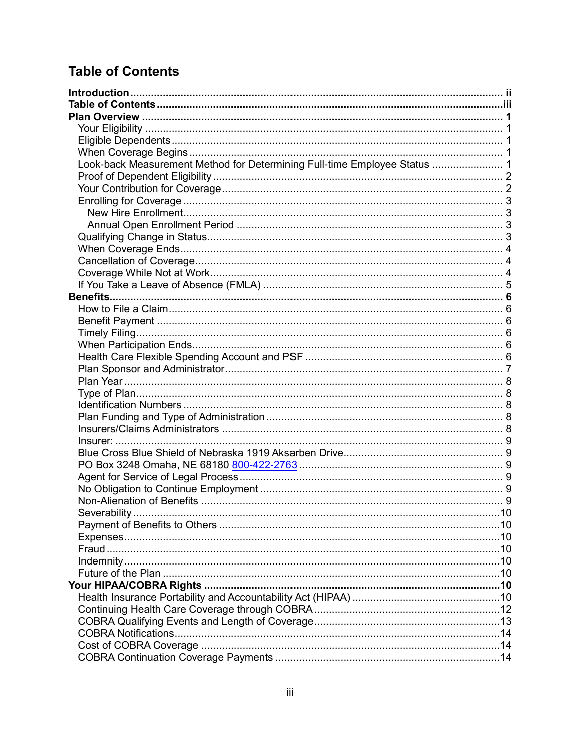## Table of Contents

**Introduction** ........ ii
**Table of Contents** ........ iii
**Plan Overview** ........ 1
- Your Eligibility ........ 1
- Eligible Dependents ........ 1
- When Coverage Begins ........ 1
- Look-back Measurement Method for Determining Full-time Employee Status ........ 1
- Proof of Dependent Eligibility ........ 2
- Your Contribution for Coverage ........ 2
- Enrolling for Coverage ........ 3
  - New Hire Enrollment ........ 3
  - Annual Open Enrollment Period ........ 3
- Qualifying Change in Status ........ 3
- When Coverage Ends ........ 4
- Cancellation of Coverage ........ 4
- Coverage While Not at Work ........ 4
- If You Take a Leave of Absence (FMLA) ........ 5

**Benefits** ........ 6
- How to File a Claim ........ 6
- Benefit Payment ........ 6
- Timely Filing ........ 6
- When Participation Ends ........ 6
- Health Care Flexible Spending Account and PSF ........ 6
- Plan Sponsor and Administrator ........ 7
- Plan Year ........ 8
- Type of Plan ........ 8
- Identification Numbers ........ 8
- Plan Funding and Type of Administration ........ 8
- Insurers/Claims Administrators ........ 8
- Insurer: ........ 9
- Blue Cross Blue Shield of Nebraska 1919 Aksarben Drive ........ 9
- PO Box 3248 Omaha, NE 68180 800-422-2763 ........ 9
- Agent for Service of Legal Process ........ 9
- No Obligation to Continue Employment ........ 9
- Non-Alienation of Benefits ........ 9
- Severability ........ 10
- Payment of Benefits to Others ........ 10
- Expenses ........ 10
- Fraud ........ 10
- Indemnity ........ 10
- Future of the Plan ........ 10

**Your HIPAA/COBRA Rights** ........ 10
- Health Insurance Portability and Accountability Act (HIPAA) ........ 10
- Continuing Health Care Coverage through COBRA ........ 12
- COBRA Qualifying Events and Length of Coverage ........ 13
- COBRA Notifications ........ 14
- Cost of COBRA Coverage ........ 14
- COBRA Continuation Coverage Payments ........ 14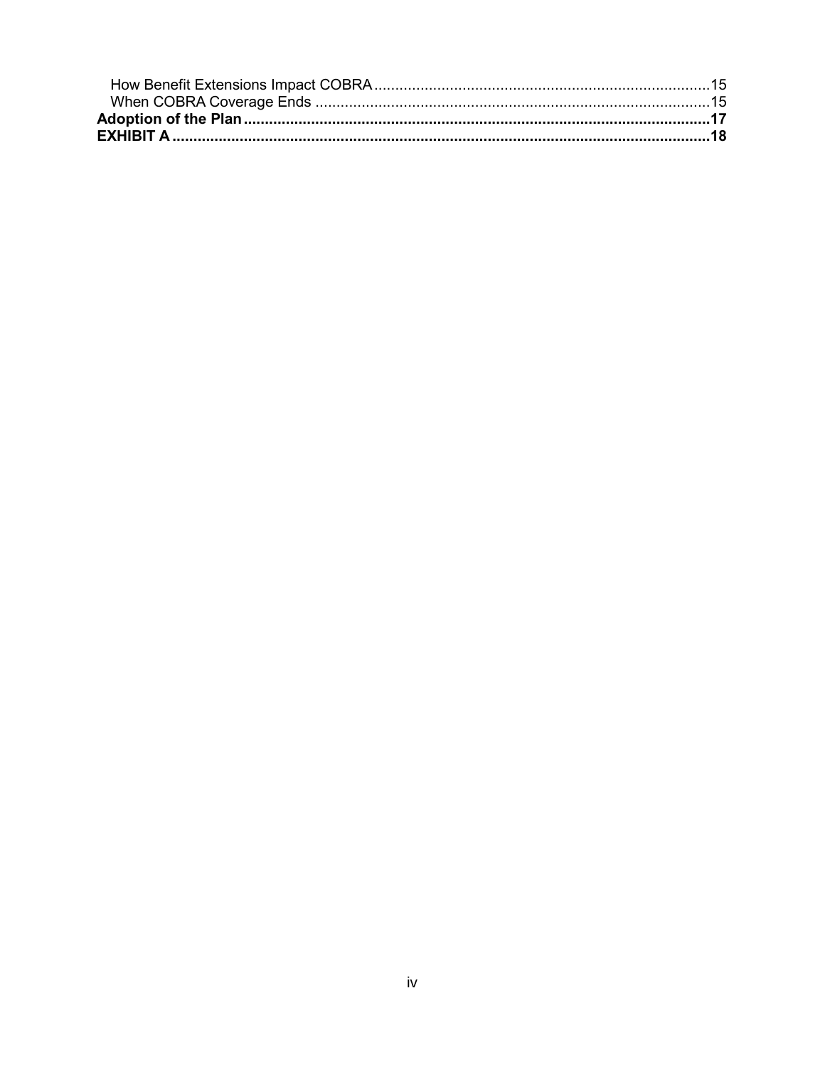How Benefit Extensions Impact COBRA ........................................................................15
When COBRA Coverage Ends ......................................................................................15
**Adoption of the Plan ...........................................................................................................17**
**EXHIBIT A ..........................................................................................................................18**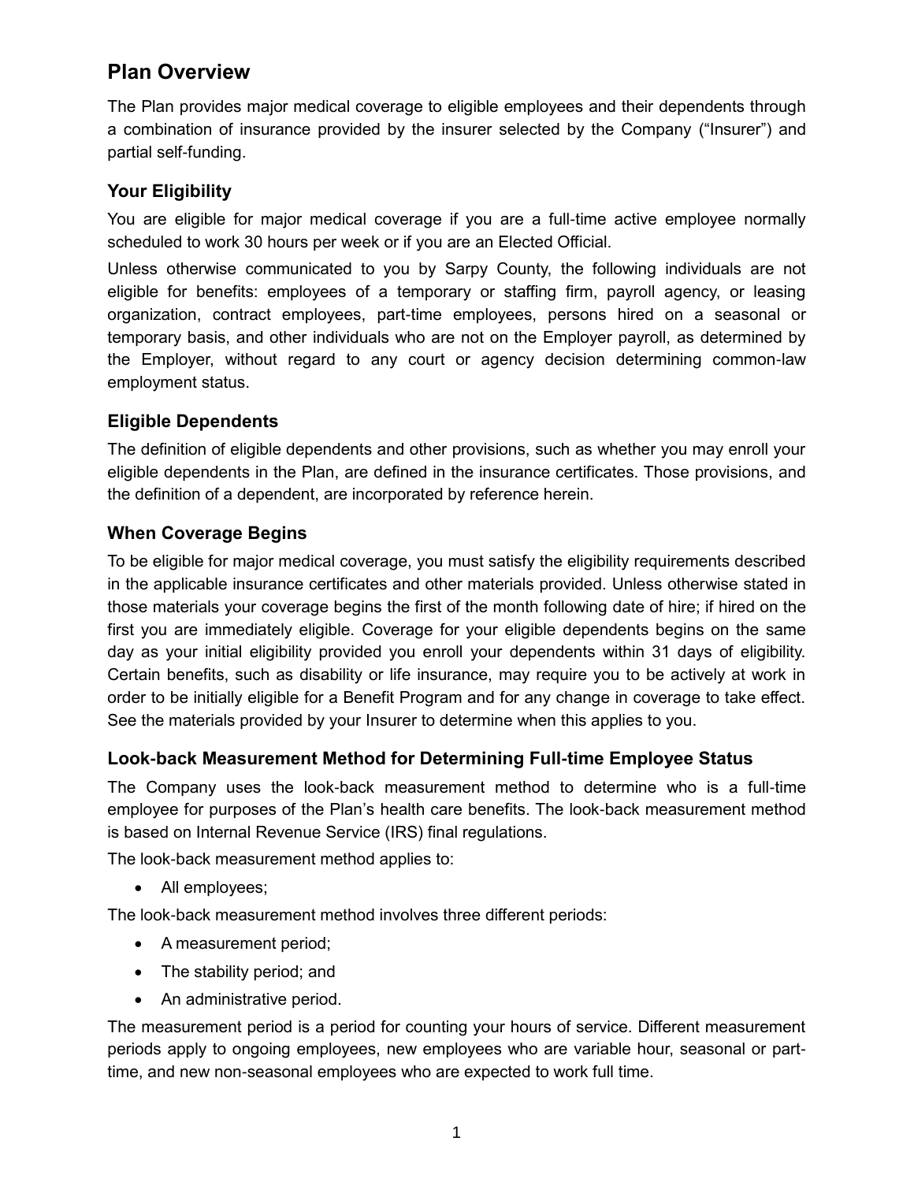## Plan Overview

The Plan provides major medical coverage to eligible employees and their dependents through a combination of insurance provided by the insurer selected by the Company ("Insurer") and partial self-funding.

### Your Eligibility

You are eligible for major medical coverage if you are a full-time active employee normally scheduled to work 30 hours per week or if you are an Elected Official.

Unless otherwise communicated to you by Sarpy County, the following individuals are not eligible for benefits: employees of a temporary or staffing firm, payroll agency, or leasing organization, contract employees, part-time employees, persons hired on a seasonal or temporary basis, and other individuals who are not on the Employer payroll, as determined by the Employer, without regard to any court or agency decision determining common-law employment status.

### Eligible Dependents

The definition of eligible dependents and other provisions, such as whether you may enroll your eligible dependents in the Plan, are defined in the insurance certificates. Those provisions, and the definition of a dependent, are incorporated by reference herein.

### When Coverage Begins

To be eligible for major medical coverage, you must satisfy the eligibility requirements described in the applicable insurance certificates and other materials provided. Unless otherwise stated in those materials your coverage begins the first of the month following date of hire; if hired on the first you are immediately eligible. Coverage for your eligible dependents begins on the same day as your initial eligibility provided you enroll your dependents within 31 days of eligibility. Certain benefits, such as disability or life insurance, may require you to be actively at work in order to be initially eligible for a Benefit Program and for any change in coverage to take effect. See the materials provided by your Insurer to determine when this applies to you.

### Look-back Measurement Method for Determining Full-time Employee Status

The Company uses the look-back measurement method to determine who is a full-time employee for purposes of the Plan's health care benefits. The look-back measurement method is based on Internal Revenue Service (IRS) final regulations.

The look-back measurement method applies to:

- All employees;

The look-back measurement method involves three different periods:

- A measurement period;
- The stability period; and
- An administrative period.

The measurement period is a period for counting your hours of service. Different measurement periods apply to ongoing employees, new employees who are variable hour, seasonal or part-time, and new non-seasonal employees who are expected to work full time.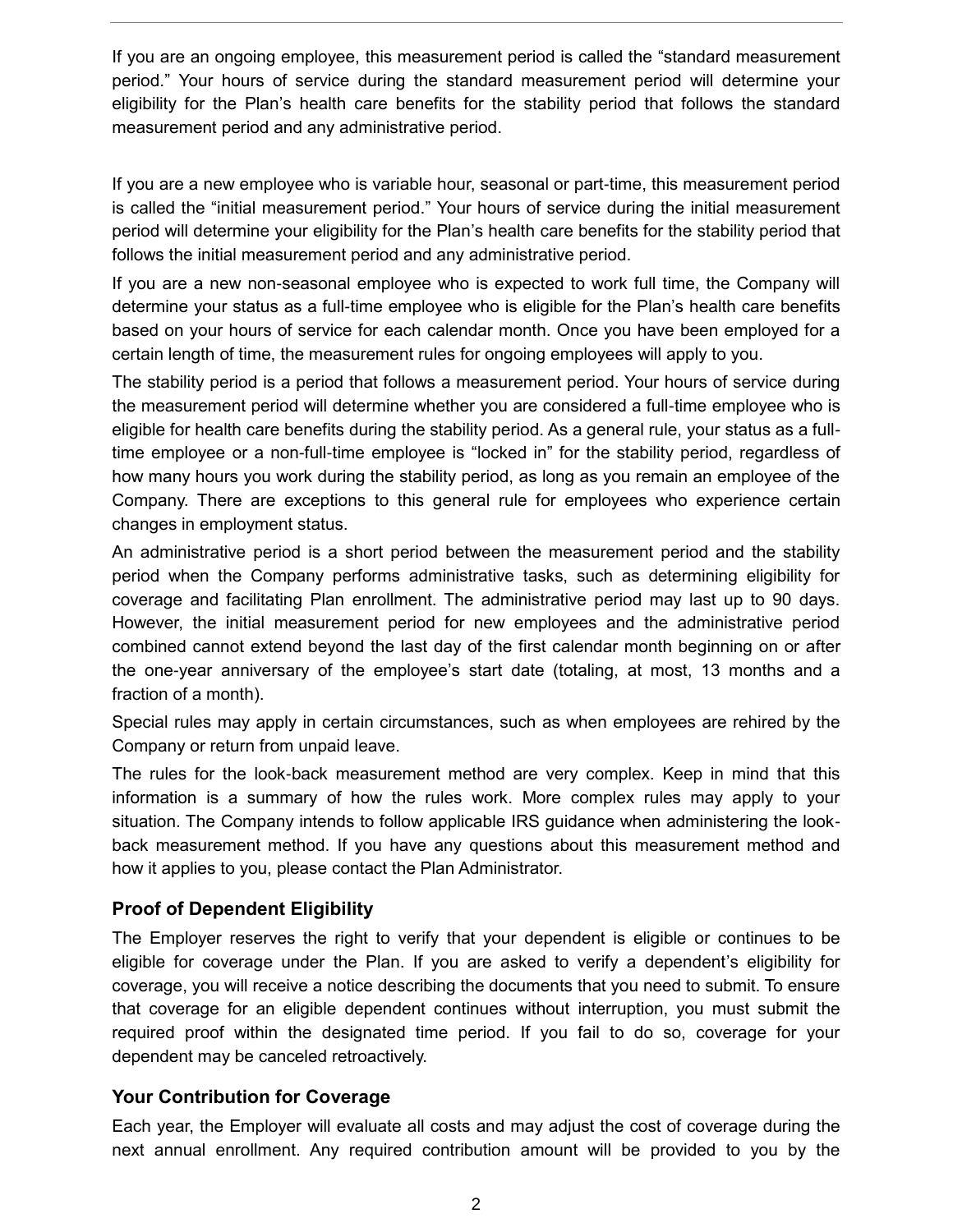If you are an ongoing employee, this measurement period is called the "standard measurement period." Your hours of service during the standard measurement period will determine your eligibility for the Plan's health care benefits for the stability period that follows the standard measurement period and any administrative period.

If you are a new employee who is variable hour, seasonal or part-time, this measurement period is called the "initial measurement period." Your hours of service during the initial measurement period will determine your eligibility for the Plan's health care benefits for the stability period that follows the initial measurement period and any administrative period.

If you are a new non-seasonal employee who is expected to work full time, the Company will determine your status as a full-time employee who is eligible for the Plan's health care benefits based on your hours of service for each calendar month. Once you have been employed for a certain length of time, the measurement rules for ongoing employees will apply to you.

The stability period is a period that follows a measurement period. Your hours of service during the measurement period will determine whether you are considered a full-time employee who is eligible for health care benefits during the stability period. As a general rule, your status as a full-time employee or a non-full-time employee is "locked in" for the stability period, regardless of how many hours you work during the stability period, as long as you remain an employee of the Company. There are exceptions to this general rule for employees who experience certain changes in employment status.

An administrative period is a short period between the measurement period and the stability period when the Company performs administrative tasks, such as determining eligibility for coverage and facilitating Plan enrollment. The administrative period may last up to 90 days. However, the initial measurement period for new employees and the administrative period combined cannot extend beyond the last day of the first calendar month beginning on or after the one-year anniversary of the employee's start date (totaling, at most, 13 months and a fraction of a month).

Special rules may apply in certain circumstances, such as when employees are rehired by the Company or return from unpaid leave.

The rules for the look-back measurement method are very complex. Keep in mind that this information is a summary of how the rules work. More complex rules may apply to your situation. The Company intends to follow applicable IRS guidance when administering the look-back measurement method. If you have any questions about this measurement method and how it applies to you, please contact the Plan Administrator.

### Proof of Dependent Eligibility

The Employer reserves the right to verify that your dependent is eligible or continues to be eligible for coverage under the Plan. If you are asked to verify a dependent's eligibility for coverage, you will receive a notice describing the documents that you need to submit. To ensure that coverage for an eligible dependent continues without interruption, you must submit the required proof within the designated time period. If you fail to do so, coverage for your dependent may be canceled retroactively.

### Your Contribution for Coverage

Each year, the Employer will evaluate all costs and may adjust the cost of coverage during the next annual enrollment. Any required contribution amount will be provided to you by the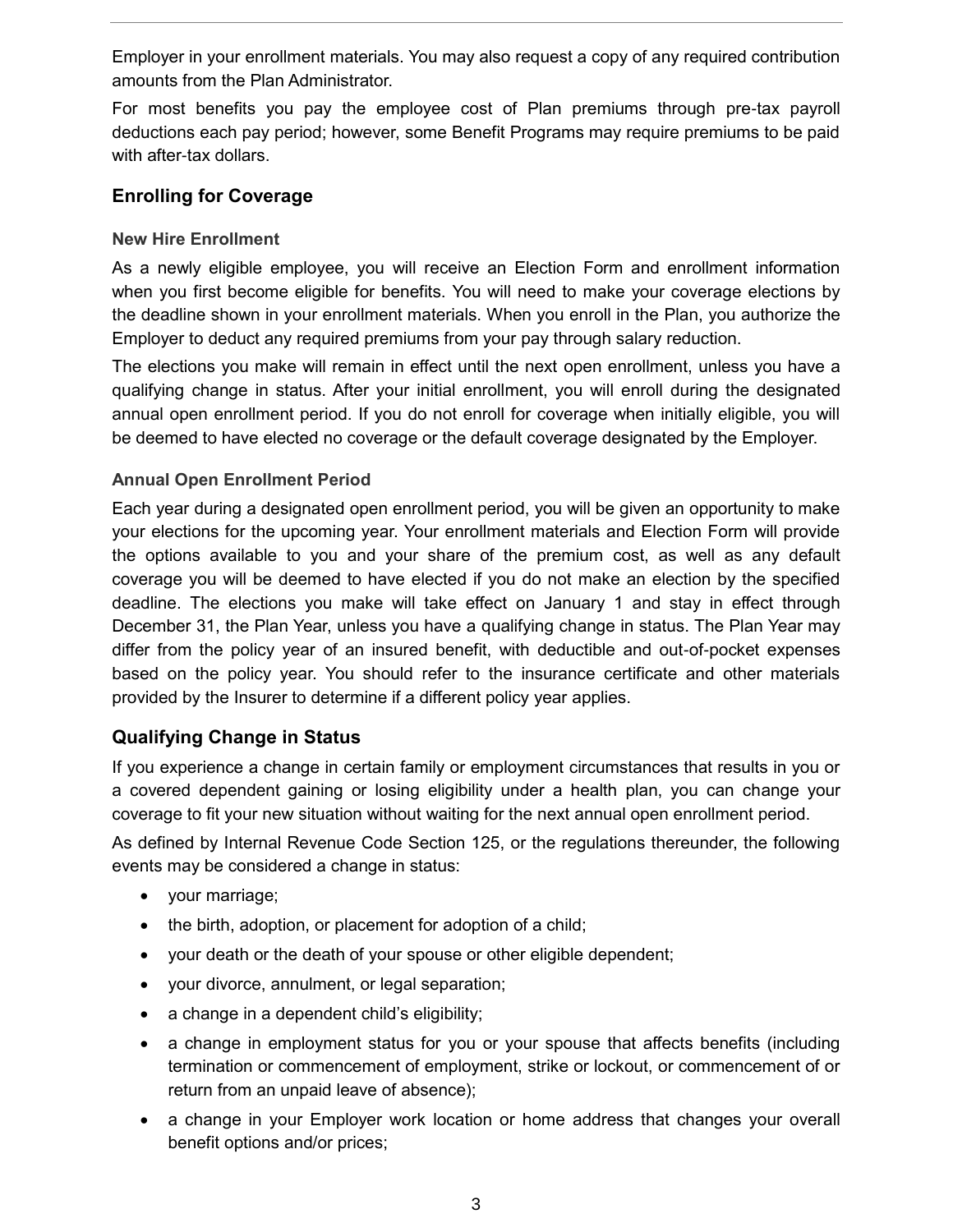Employer in your enrollment materials. You may also request a copy of any required contribution amounts from the Plan Administrator.

For most benefits you pay the employee cost of Plan premiums through pre-tax payroll deductions each pay period; however, some Benefit Programs may require premiums to be paid with after-tax dollars.

## Enrolling for Coverage

### New Hire Enrollment

As a newly eligible employee, you will receive an Election Form and enrollment information when you first become eligible for benefits. You will need to make your coverage elections by the deadline shown in your enrollment materials. When you enroll in the Plan, you authorize the Employer to deduct any required premiums from your pay through salary reduction.

The elections you make will remain in effect until the next open enrollment, unless you have a qualifying change in status. After your initial enrollment, you will enroll during the designated annual open enrollment period. If you do not enroll for coverage when initially eligible, you will be deemed to have elected no coverage or the default coverage designated by the Employer.

### Annual Open Enrollment Period

Each year during a designated open enrollment period, you will be given an opportunity to make your elections for the upcoming year. Your enrollment materials and Election Form will provide the options available to you and your share of the premium cost, as well as any default coverage you will be deemed to have elected if you do not make an election by the specified deadline. The elections you make will take effect on January 1 and stay in effect through December 31, the Plan Year, unless you have a qualifying change in status. The Plan Year may differ from the policy year of an insured benefit, with deductible and out-of-pocket expenses based on the policy year. You should refer to the insurance certificate and other materials provided by the Insurer to determine if a different policy year applies.

## Qualifying Change in Status

If you experience a change in certain family or employment circumstances that results in you or a covered dependent gaining or losing eligibility under a health plan, you can change your coverage to fit your new situation without waiting for the next annual open enrollment period.

As defined by Internal Revenue Code Section 125, or the regulations thereunder, the following events may be considered a change in status:

- your marriage;
- the birth, adoption, or placement for adoption of a child;
- your death or the death of your spouse or other eligible dependent;
- your divorce, annulment, or legal separation;
- a change in a dependent child's eligibility;
- a change in employment status for you or your spouse that affects benefits (including termination or commencement of employment, strike or lockout, or commencement of or return from an unpaid leave of absence);
- a change in your Employer work location or home address that changes your overall benefit options and/or prices;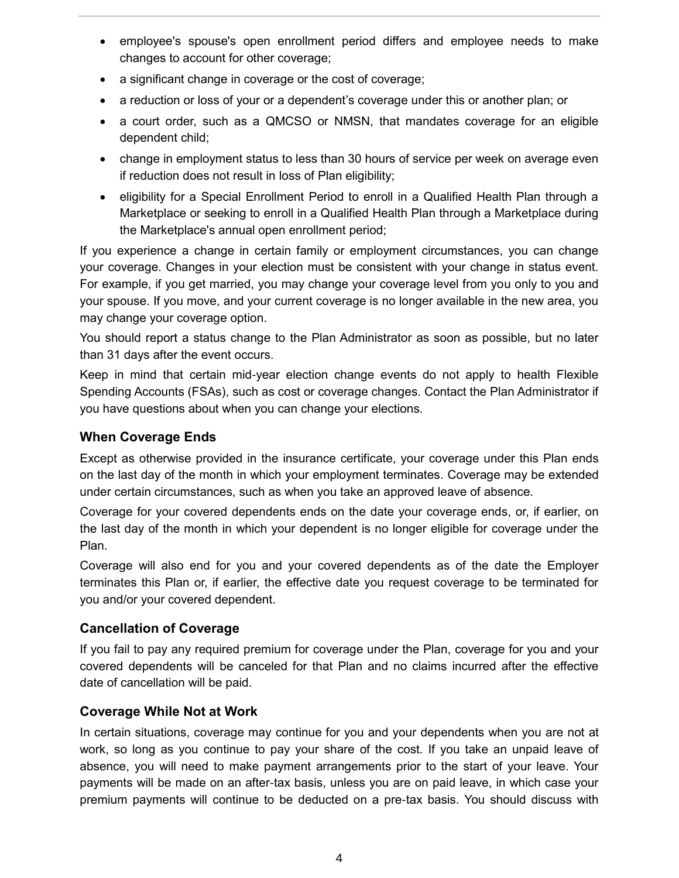- employee's spouse's open enrollment period differs and employee needs to make changes to account for other coverage;
- a significant change in coverage or the cost of coverage;
- a reduction or loss of your or a dependent's coverage under this or another plan; or
- a court order, such as a QMCSO or NMSN, that mandates coverage for an eligible dependent child;
- change in employment status to less than 30 hours of service per week on average even if reduction does not result in loss of Plan eligibility;
- eligibility for a Special Enrollment Period to enroll in a Qualified Health Plan through a Marketplace or seeking to enroll in a Qualified Health Plan through a Marketplace during the Marketplace's annual open enrollment period;

If you experience a change in certain family or employment circumstances, you can change your coverage. Changes in your election must be consistent with your change in status event. For example, if you get married, you may change your coverage level from you only to you and your spouse. If you move, and your current coverage is no longer available in the new area, you may change your coverage option.

You should report a status change to the Plan Administrator as soon as possible, but no later than 31 days after the event occurs.

Keep in mind that certain mid-year election change events do not apply to health Flexible Spending Accounts (FSAs), such as cost or coverage changes. Contact the Plan Administrator if you have questions about when you can change your elections.

### When Coverage Ends

Except as otherwise provided in the insurance certificate, your coverage under this Plan ends on the last day of the month in which your employment terminates. Coverage may be extended under certain circumstances, such as when you take an approved leave of absence.

Coverage for your covered dependents ends on the date your coverage ends, or, if earlier, on the last day of the month in which your dependent is no longer eligible for coverage under the Plan.

Coverage will also end for you and your covered dependents as of the date the Employer terminates this Plan or, if earlier, the effective date you request coverage to be terminated for you and/or your covered dependent.

### Cancellation of Coverage

If you fail to pay any required premium for coverage under the Plan, coverage for you and your covered dependents will be canceled for that Plan and no claims incurred after the effective date of cancellation will be paid.

### Coverage While Not at Work

In certain situations, coverage may continue for you and your dependents when you are not at work, so long as you continue to pay your share of the cost. If you take an unpaid leave of absence, you will need to make payment arrangements prior to the start of your leave. Your payments will be made on an after-tax basis, unless you are on paid leave, in which case your premium payments will continue to be deducted on a pre-tax basis. You should discuss with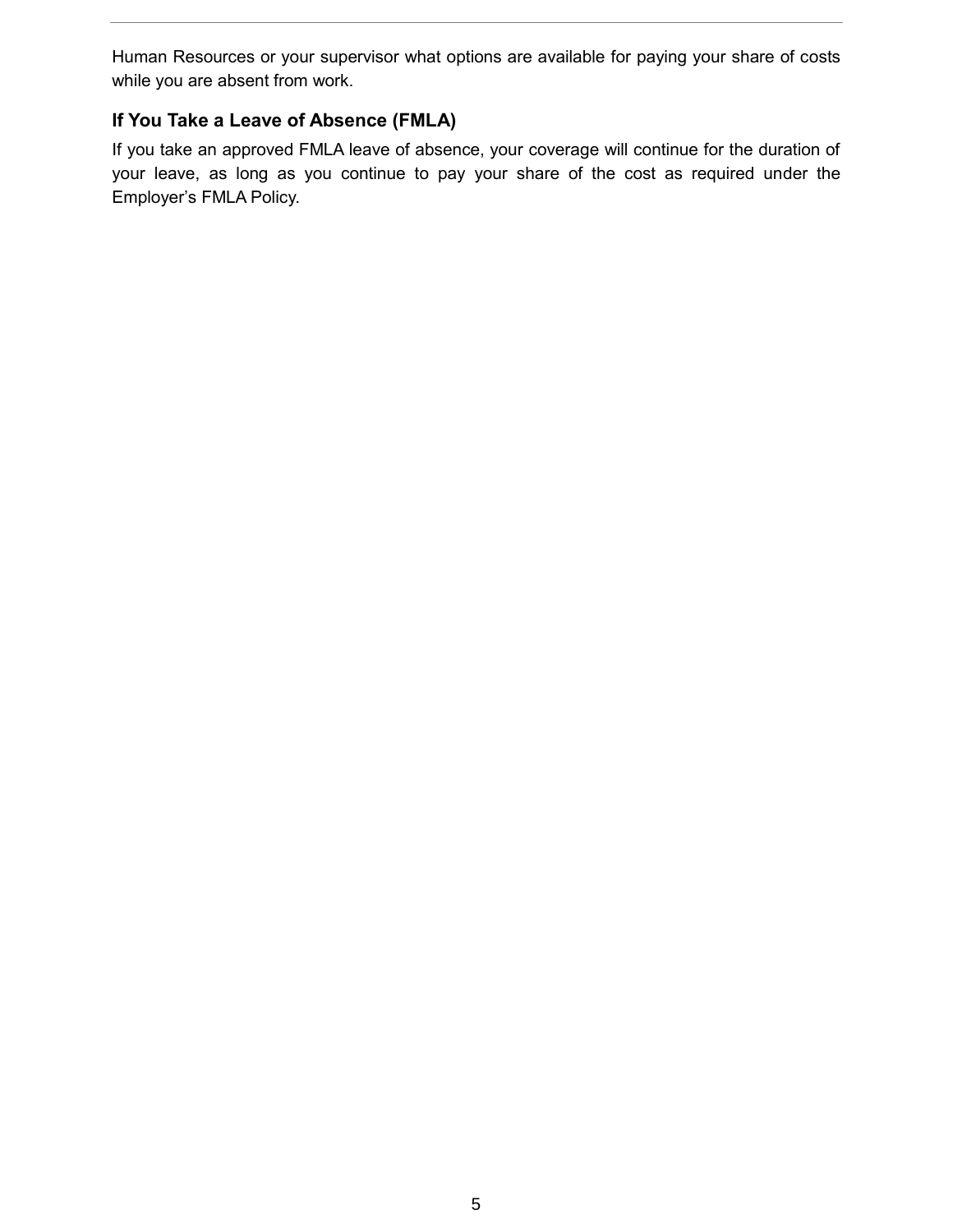Human Resources or your supervisor what options are available for paying your share of costs while you are absent from work.

### If You Take a Leave of Absence (FMLA)

If you take an approved FMLA leave of absence, your coverage will continue for the duration of your leave, as long as you continue to pay your share of the cost as required under the Employer’s FMLA Policy.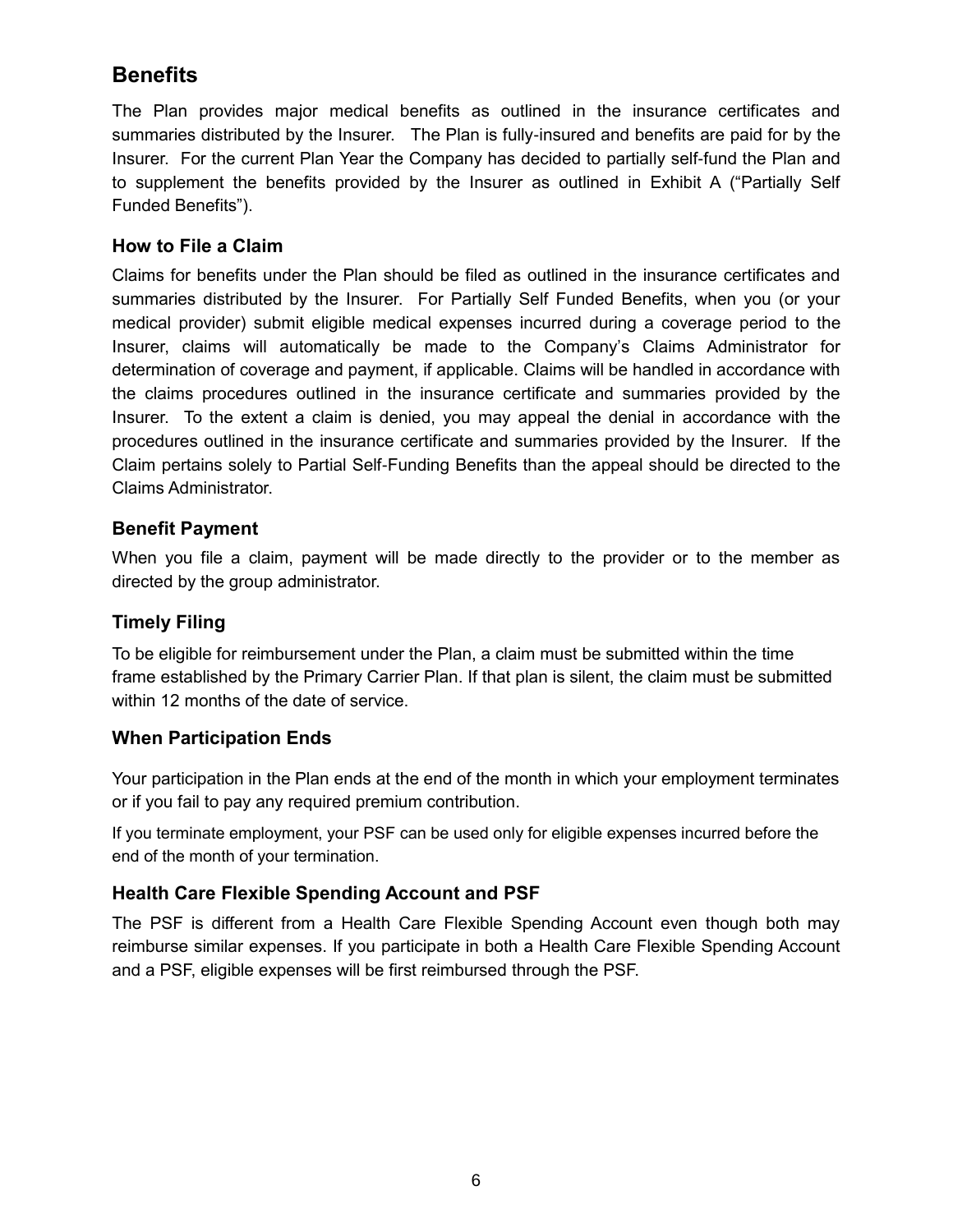## Benefits

The Plan provides major medical benefits as outlined in the insurance certificates and summaries distributed by the Insurer. The Plan is fully-insured and benefits are paid for by the Insurer. For the current Plan Year the Company has decided to partially self-fund the Plan and to supplement the benefits provided by the Insurer as outlined in Exhibit A ("Partially Self Funded Benefits").

### How to File a Claim

Claims for benefits under the Plan should be filed as outlined in the insurance certificates and summaries distributed by the Insurer. For Partially Self Funded Benefits, when you (or your medical provider) submit eligible medical expenses incurred during a coverage period to the Insurer, claims will automatically be made to the Company's Claims Administrator for determination of coverage and payment, if applicable. Claims will be handled in accordance with the claims procedures outlined in the insurance certificate and summaries provided by the Insurer. To the extent a claim is denied, you may appeal the denial in accordance with the procedures outlined in the insurance certificate and summaries provided by the Insurer. If the Claim pertains solely to Partial Self-Funding Benefits than the appeal should be directed to the Claims Administrator.

### Benefit Payment

When you file a claim, payment will be made directly to the provider or to the member as directed by the group administrator.

### Timely Filing

To be eligible for reimbursement under the Plan, a claim must be submitted within the time frame established by the Primary Carrier Plan. If that plan is silent, the claim must be submitted within 12 months of the date of service.

### When Participation Ends

Your participation in the Plan ends at the end of the month in which your employment terminates or if you fail to pay any required premium contribution.

If you terminate employment, your PSF can be used only for eligible expenses incurred before the end of the month of your termination.

### Health Care Flexible Spending Account and PSF

The PSF is different from a Health Care Flexible Spending Account even though both may reimburse similar expenses. If you participate in both a Health Care Flexible Spending Account and a PSF, eligible expenses will be first reimbursed through the PSF.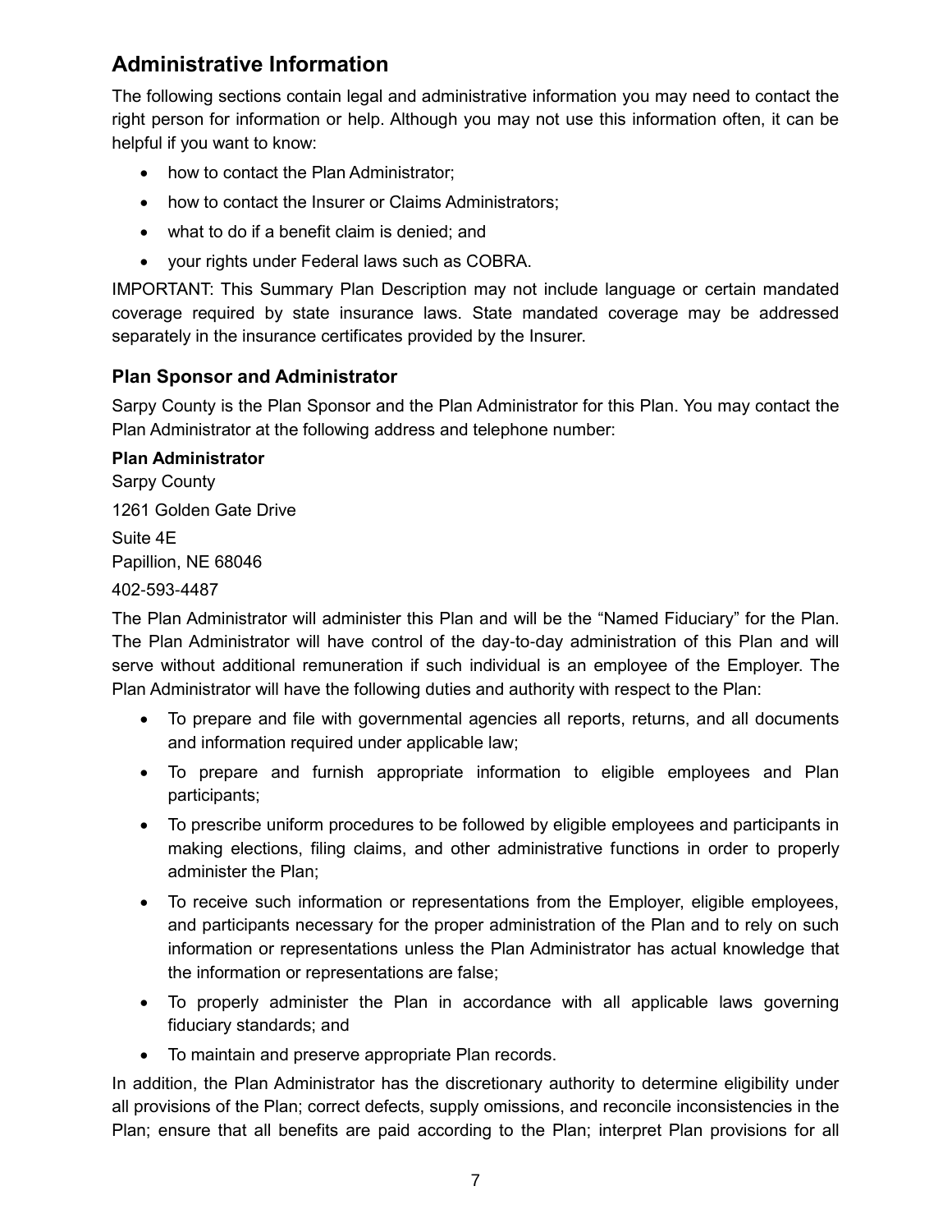## Administrative Information

The following sections contain legal and administrative information you may need to contact the right person for information or help. Although you may not use this information often, it can be helpful if you want to know:

- how to contact the Plan Administrator;
- how to contact the Insurer or Claims Administrators;
- what to do if a benefit claim is denied; and
- your rights under Federal laws such as COBRA.

IMPORTANT: This Summary Plan Description may not include language or certain mandated coverage required by state insurance laws. State mandated coverage may be addressed separately in the insurance certificates provided by the Insurer.

### Plan Sponsor and Administrator

Sarpy County is the Plan Sponsor and the Plan Administrator for this Plan. You may contact the Plan Administrator at the following address and telephone number:

**Plan Administrator**
Sarpy County
1261 Golden Gate Drive
Suite 4E
Papillion, NE 68046
402-593-4487

The Plan Administrator will administer this Plan and will be the "Named Fiduciary" for the Plan. The Plan Administrator will have control of the day-to-day administration of this Plan and will serve without additional remuneration if such individual is an employee of the Employer. The Plan Administrator will have the following duties and authority with respect to the Plan:

- To prepare and file with governmental agencies all reports, returns, and all documents and information required under applicable law;
- To prepare and furnish appropriate information to eligible employees and Plan participants;
- To prescribe uniform procedures to be followed by eligible employees and participants in making elections, filing claims, and other administrative functions in order to properly administer the Plan;
- To receive such information or representations from the Employer, eligible employees, and participants necessary for the proper administration of the Plan and to rely on such information or representations unless the Plan Administrator has actual knowledge that the information or representations are false;
- To properly administer the Plan in accordance with all applicable laws governing fiduciary standards; and
- To maintain and preserve appropriate Plan records.

In addition, the Plan Administrator has the discretionary authority to determine eligibility under all provisions of the Plan; correct defects, supply omissions, and reconcile inconsistencies in the Plan; ensure that all benefits are paid according to the Plan; interpret Plan provisions for all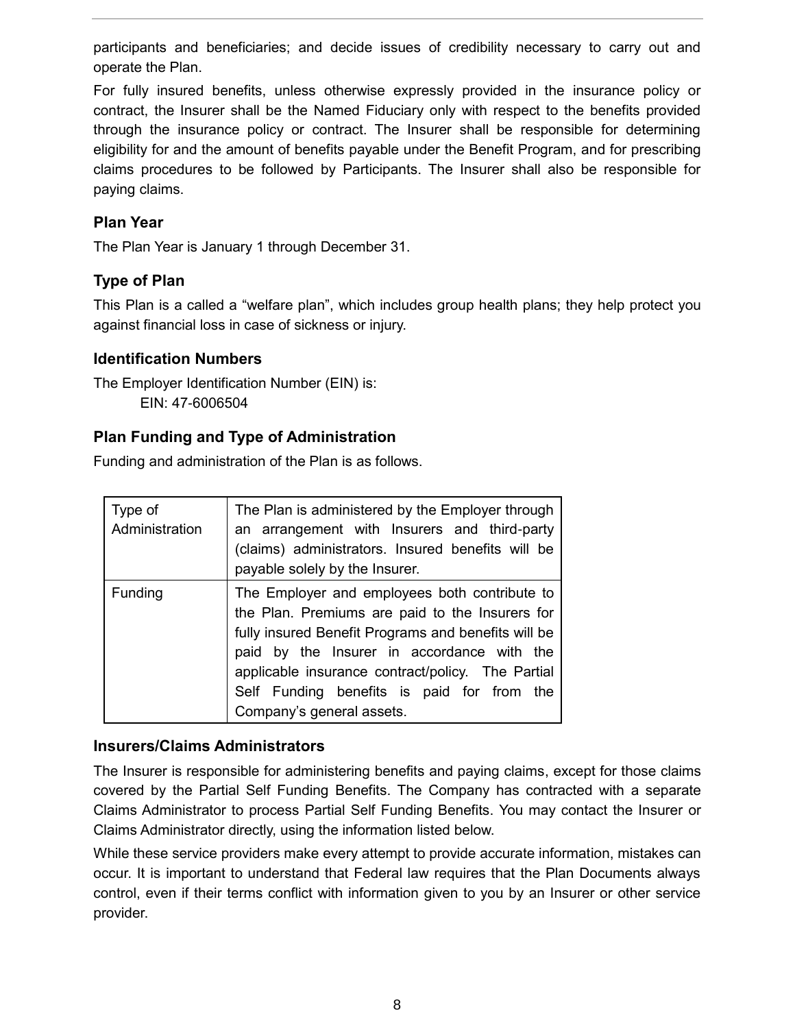participants and beneficiaries; and decide issues of credibility necessary to carry out and operate the Plan.

For fully insured benefits, unless otherwise expressly provided in the insurance policy or contract, the Insurer shall be the Named Fiduciary only with respect to the benefits provided through the insurance policy or contract. The Insurer shall be responsible for determining eligibility for and the amount of benefits payable under the Benefit Program, and for prescribing claims procedures to be followed by Participants. The Insurer shall also be responsible for paying claims.

### Plan Year

The Plan Year is January 1 through December 31.

### Type of Plan

This Plan is a called a “welfare plan”, which includes group health plans; they help protect you against financial loss in case of sickness or injury.

### Identification Numbers

The Employer Identification Number (EIN) is:

EIN: 47-6006504

### Plan Funding and Type of Administration

Funding and administration of the Plan is as follows.

| Type of Administration | The Plan is administered by the Employer through an arrangement with Insurers and third-party (claims) administrators. Insured benefits will be payable solely by the Insurer. |
|---|---|
| Funding | The Employer and employees both contribute to the Plan. Premiums are paid to the Insurers for fully insured Benefit Programs and benefits will be paid by the Insurer in accordance with the applicable insurance contract/policy. The Partial Self Funding benefits is paid for from the Company’s general assets. |

### Insurers/Claims Administrators

The Insurer is responsible for administering benefits and paying claims, except for those claims covered by the Partial Self Funding Benefits. The Company has contracted with a separate Claims Administrator to process Partial Self Funding Benefits. You may contact the Insurer or Claims Administrator directly, using the information listed below.

While these service providers make every attempt to provide accurate information, mistakes can occur. It is important to understand that Federal law requires that the Plan Documents always control, even if their terms conflict with information given to you by an Insurer or other service provider.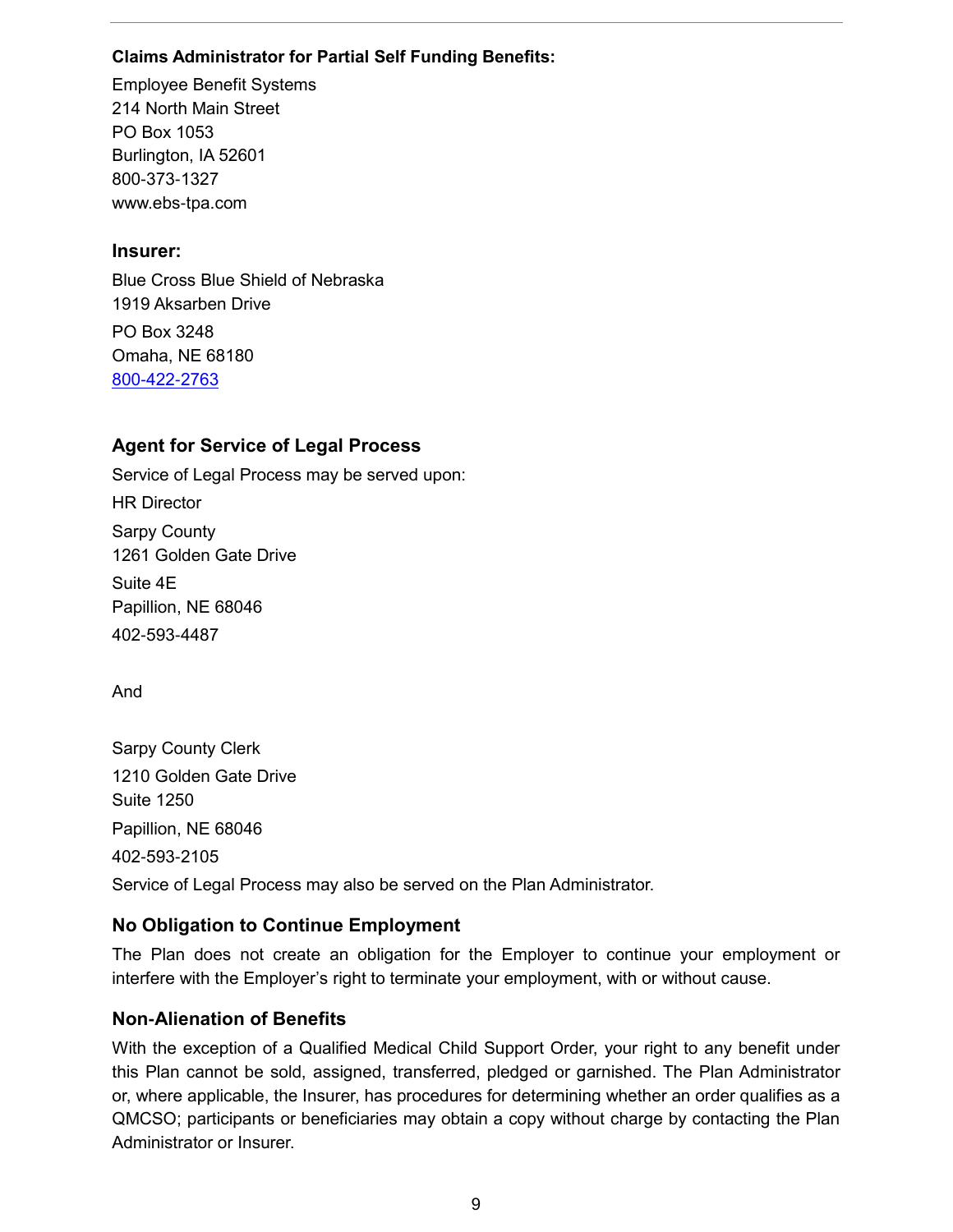**Claims Administrator for Partial Self Funding Benefits:**

Employee Benefit Systems
214 North Main Street
PO Box 1053
Burlington, IA 52601
800-373-1327
www.ebs-tpa.com

### Insurer:

Blue Cross Blue Shield of Nebraska
1919 Aksarben Drive
PO Box 3248
Omaha, NE 68180
800-422-2763

### Agent for Service of Legal Process

Service of Legal Process may be served upon:

HR Director

Sarpy County
1261 Golden Gate Drive
Suite 4E
Papillion, NE 68046
402-593-4487

And

Sarpy County Clerk
1210 Golden Gate Drive
Suite 1250
Papillion, NE 68046
402-593-2105

Service of Legal Process may also be served on the Plan Administrator.

### No Obligation to Continue Employment

The Plan does not create an obligation for the Employer to continue your employment or interfere with the Employer's right to terminate your employment, with or without cause.

### Non-Alienation of Benefits

With the exception of a Qualified Medical Child Support Order, your right to any benefit under this Plan cannot be sold, assigned, transferred, pledged or garnished. The Plan Administrator or, where applicable, the Insurer, has procedures for determining whether an order qualifies as a QMCSO; participants or beneficiaries may obtain a copy without charge by contacting the Plan Administrator or Insurer.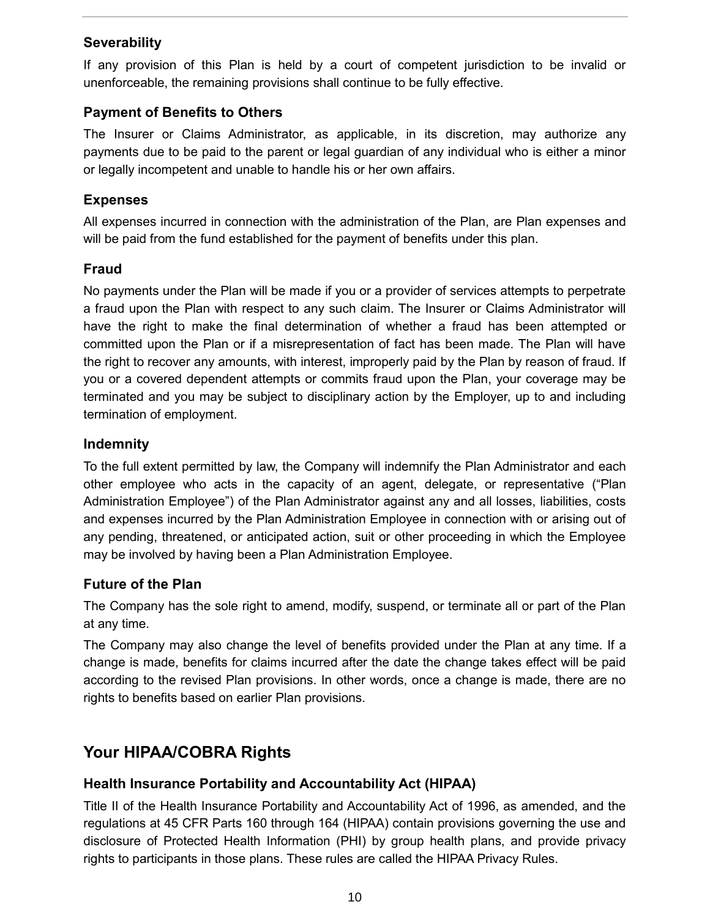### Severability

If any provision of this Plan is held by a court of competent jurisdiction to be invalid or unenforceable, the remaining provisions shall continue to be fully effective.

### Payment of Benefits to Others

The Insurer or Claims Administrator, as applicable, in its discretion, may authorize any payments due to be paid to the parent or legal guardian of any individual who is either a minor or legally incompetent and unable to handle his or her own affairs.

### Expenses

All expenses incurred in connection with the administration of the Plan, are Plan expenses and will be paid from the fund established for the payment of benefits under this plan.

### Fraud

No payments under the Plan will be made if you or a provider of services attempts to perpetrate a fraud upon the Plan with respect to any such claim. The Insurer or Claims Administrator will have the right to make the final determination of whether a fraud has been attempted or committed upon the Plan or if a misrepresentation of fact has been made. The Plan will have the right to recover any amounts, with interest, improperly paid by the Plan by reason of fraud. If you or a covered dependent attempts or commits fraud upon the Plan, your coverage may be terminated and you may be subject to disciplinary action by the Employer, up to and including termination of employment.

### Indemnity

To the full extent permitted by law, the Company will indemnify the Plan Administrator and each other employee who acts in the capacity of an agent, delegate, or representative ("Plan Administration Employee") of the Plan Administrator against any and all losses, liabilities, costs and expenses incurred by the Plan Administration Employee in connection with or arising out of any pending, threatened, or anticipated action, suit or other proceeding in which the Employee may be involved by having been a Plan Administration Employee.

### Future of the Plan

The Company has the sole right to amend, modify, suspend, or terminate all or part of the Plan at any time.

The Company may also change the level of benefits provided under the Plan at any time. If a change is made, benefits for claims incurred after the date the change takes effect will be paid according to the revised Plan provisions. In other words, once a change is made, there are no rights to benefits based on earlier Plan provisions.

## Your HIPAA/COBRA Rights

### Health Insurance Portability and Accountability Act (HIPAA)

Title II of the Health Insurance Portability and Accountability Act of 1996, as amended, and the regulations at 45 CFR Parts 160 through 164 (HIPAA) contain provisions governing the use and disclosure of Protected Health Information (PHI) by group health plans, and provide privacy rights to participants in those plans. These rules are called the HIPAA Privacy Rules.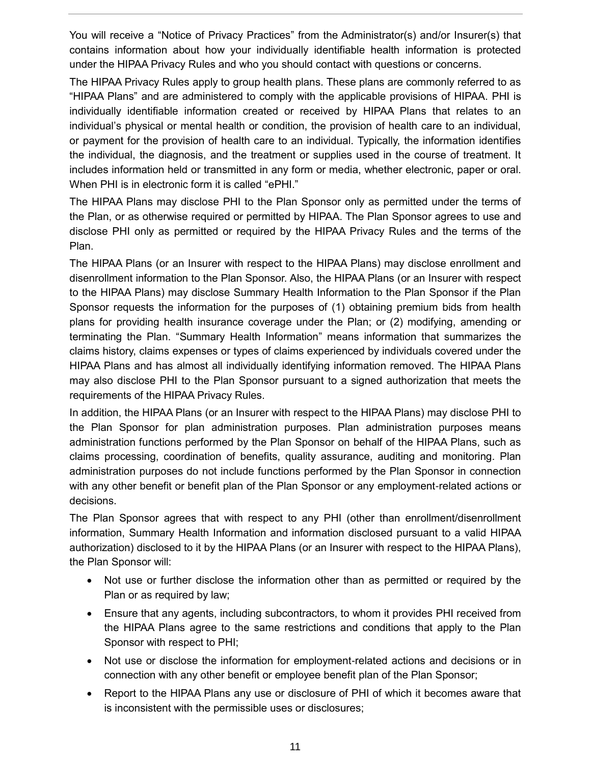You will receive a “Notice of Privacy Practices” from the Administrator(s) and/or Insurer(s) that contains information about how your individually identifiable health information is protected under the HIPAA Privacy Rules and who you should contact with questions or concerns.

The HIPAA Privacy Rules apply to group health plans. These plans are commonly referred to as “HIPAA Plans” and are administered to comply with the applicable provisions of HIPAA. PHI is individually identifiable information created or received by HIPAA Plans that relates to an individual’s physical or mental health or condition, the provision of health care to an individual, or payment for the provision of health care to an individual. Typically, the information identifies the individual, the diagnosis, and the treatment or supplies used in the course of treatment. It includes information held or transmitted in any form or media, whether electronic, paper or oral. When PHI is in electronic form it is called “ePHI.”

The HIPAA Plans may disclose PHI to the Plan Sponsor only as permitted under the terms of the Plan, or as otherwise required or permitted by HIPAA. The Plan Sponsor agrees to use and disclose PHI only as permitted or required by the HIPAA Privacy Rules and the terms of the Plan.

The HIPAA Plans (or an Insurer with respect to the HIPAA Plans) may disclose enrollment and disenrollment information to the Plan Sponsor. Also, the HIPAA Plans (or an Insurer with respect to the HIPAA Plans) may disclose Summary Health Information to the Plan Sponsor if the Plan Sponsor requests the information for the purposes of (1) obtaining premium bids from health plans for providing health insurance coverage under the Plan; or (2) modifying, amending or terminating the Plan. “Summary Health Information” means information that summarizes the claims history, claims expenses or types of claims experienced by individuals covered under the HIPAA Plans and has almost all individually identifying information removed. The HIPAA Plans may also disclose PHI to the Plan Sponsor pursuant to a signed authorization that meets the requirements of the HIPAA Privacy Rules.

In addition, the HIPAA Plans (or an Insurer with respect to the HIPAA Plans) may disclose PHI to the Plan Sponsor for plan administration purposes. Plan administration purposes means administration functions performed by the Plan Sponsor on behalf of the HIPAA Plans, such as claims processing, coordination of benefits, quality assurance, auditing and monitoring. Plan administration purposes do not include functions performed by the Plan Sponsor in connection with any other benefit or benefit plan of the Plan Sponsor or any employment-related actions or decisions.

The Plan Sponsor agrees that with respect to any PHI (other than enrollment/disenrollment information, Summary Health Information and information disclosed pursuant to a valid HIPAA authorization) disclosed to it by the HIPAA Plans (or an Insurer with respect to the HIPAA Plans), the Plan Sponsor will:

- Not use or further disclose the information other than as permitted or required by the Plan or as required by law;
- Ensure that any agents, including subcontractors, to whom it provides PHI received from the HIPAA Plans agree to the same restrictions and conditions that apply to the Plan Sponsor with respect to PHI;
- Not use or disclose the information for employment-related actions and decisions or in connection with any other benefit or employee benefit plan of the Plan Sponsor;
- Report to the HIPAA Plans any use or disclosure of PHI of which it becomes aware that is inconsistent with the permissible uses or disclosures;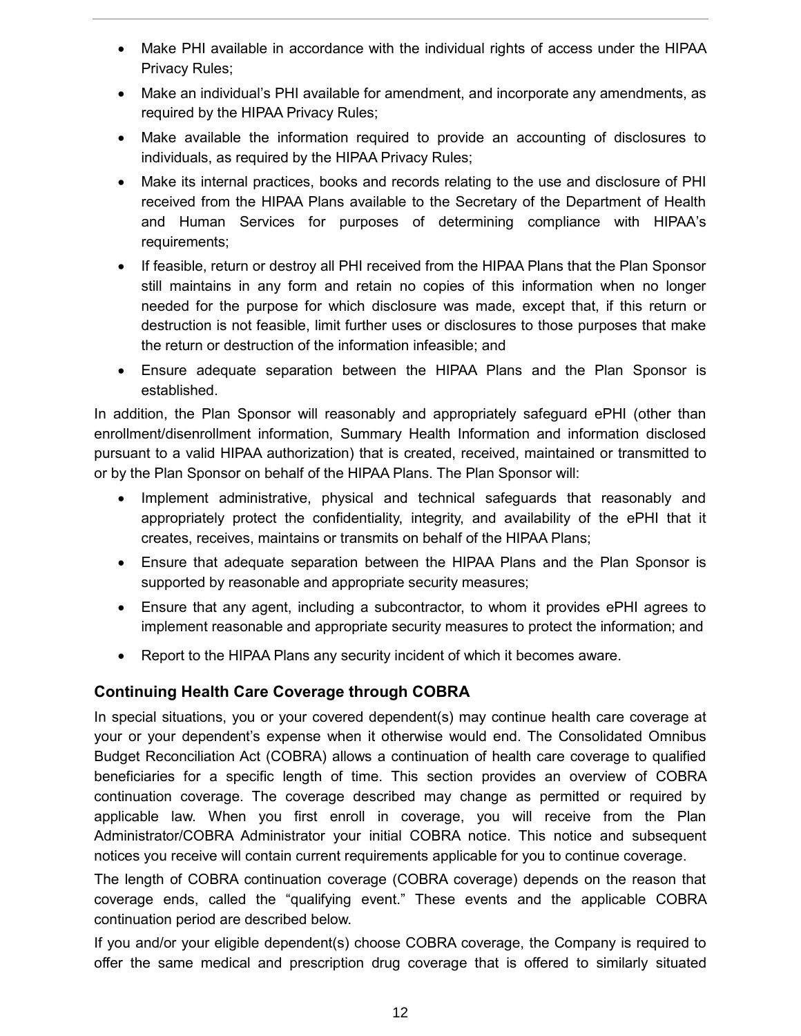- Make PHI available in accordance with the individual rights of access under the HIPAA Privacy Rules;
- Make an individual's PHI available for amendment, and incorporate any amendments, as required by the HIPAA Privacy Rules;
- Make available the information required to provide an accounting of disclosures to individuals, as required by the HIPAA Privacy Rules;
- Make its internal practices, books and records relating to the use and disclosure of PHI received from the HIPAA Plans available to the Secretary of the Department of Health and Human Services for purposes of determining compliance with HIPAA's requirements;
- If feasible, return or destroy all PHI received from the HIPAA Plans that the Plan Sponsor still maintains in any form and retain no copies of this information when no longer needed for the purpose for which disclosure was made, except that, if this return or destruction is not feasible, limit further uses or disclosures to those purposes that make the return or destruction of the information infeasible; and
- Ensure adequate separation between the HIPAA Plans and the Plan Sponsor is established.

In addition, the Plan Sponsor will reasonably and appropriately safeguard ePHI (other than enrollment/disenrollment information, Summary Health Information and information disclosed pursuant to a valid HIPAA authorization) that is created, received, maintained or transmitted to or by the Plan Sponsor on behalf of the HIPAA Plans. The Plan Sponsor will:

- Implement administrative, physical and technical safeguards that reasonably and appropriately protect the confidentiality, integrity, and availability of the ePHI that it creates, receives, maintains or transmits on behalf of the HIPAA Plans;
- Ensure that adequate separation between the HIPAA Plans and the Plan Sponsor is supported by reasonable and appropriate security measures;
- Ensure that any agent, including a subcontractor, to whom it provides ePHI agrees to implement reasonable and appropriate security measures to protect the information; and
- Report to the HIPAA Plans any security incident of which it becomes aware.

## Continuing Health Care Coverage through COBRA

In special situations, you or your covered dependent(s) may continue health care coverage at your or your dependent's expense when it otherwise would end. The Consolidated Omnibus Budget Reconciliation Act (COBRA) allows a continuation of health care coverage to qualified beneficiaries for a specific length of time. This section provides an overview of COBRA continuation coverage. The coverage described may change as permitted or required by applicable law. When you first enroll in coverage, you will receive from the Plan Administrator/COBRA Administrator your initial COBRA notice. This notice and subsequent notices you receive will contain current requirements applicable for you to continue coverage.

The length of COBRA continuation coverage (COBRA coverage) depends on the reason that coverage ends, called the "qualifying event." These events and the applicable COBRA continuation period are described below.

If you and/or your eligible dependent(s) choose COBRA coverage, the Company is required to offer the same medical and prescription drug coverage that is offered to similarly situated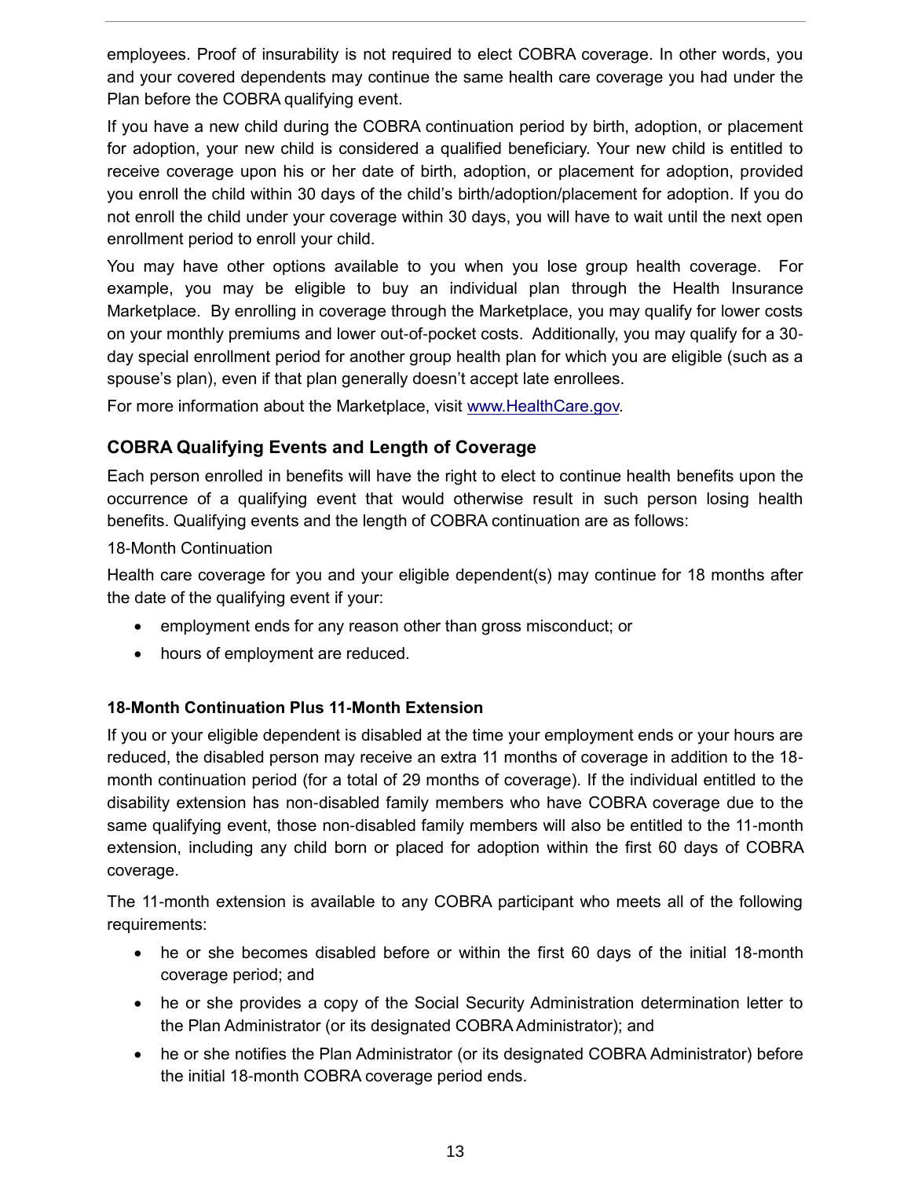employees. Proof of insurability is not required to elect COBRA coverage. In other words, you and your covered dependents may continue the same health care coverage you had under the Plan before the COBRA qualifying event.

If you have a new child during the COBRA continuation period by birth, adoption, or placement for adoption, your new child is considered a qualified beneficiary. Your new child is entitled to receive coverage upon his or her date of birth, adoption, or placement for adoption, provided you enroll the child within 30 days of the child's birth/adoption/placement for adoption. If you do not enroll the child under your coverage within 30 days, you will have to wait until the next open enrollment period to enroll your child.

You may have other options available to you when you lose group health coverage. For example, you may be eligible to buy an individual plan through the Health Insurance Marketplace. By enrolling in coverage through the Marketplace, you may qualify for lower costs on your monthly premiums and lower out-of-pocket costs. Additionally, you may qualify for a 30-day special enrollment period for another group health plan for which you are eligible (such as a spouse's plan), even if that plan generally doesn't accept late enrollees.

For more information about the Marketplace, visit www.HealthCare.gov.

## COBRA Qualifying Events and Length of Coverage

Each person enrolled in benefits will have the right to elect to continue health benefits upon the occurrence of a qualifying event that would otherwise result in such person losing health benefits. Qualifying events and the length of COBRA continuation are as follows:

18-Month Continuation

Health care coverage for you and your eligible dependent(s) may continue for 18 months after the date of the qualifying event if your:

- employment ends for any reason other than gross misconduct; or
- hours of employment are reduced.

### 18-Month Continuation Plus 11-Month Extension

If you or your eligible dependent is disabled at the time your employment ends or your hours are reduced, the disabled person may receive an extra 11 months of coverage in addition to the 18-month continuation period (for a total of 29 months of coverage). If the individual entitled to the disability extension has non-disabled family members who have COBRA coverage due to the same qualifying event, those non-disabled family members will also be entitled to the 11-month extension, including any child born or placed for adoption within the first 60 days of COBRA coverage.

The 11-month extension is available to any COBRA participant who meets all of the following requirements:

- he or she becomes disabled before or within the first 60 days of the initial 18-month coverage period; and
- he or she provides a copy of the Social Security Administration determination letter to the Plan Administrator (or its designated COBRA Administrator); and
- he or she notifies the Plan Administrator (or its designated COBRA Administrator) before the initial 18-month COBRA coverage period ends.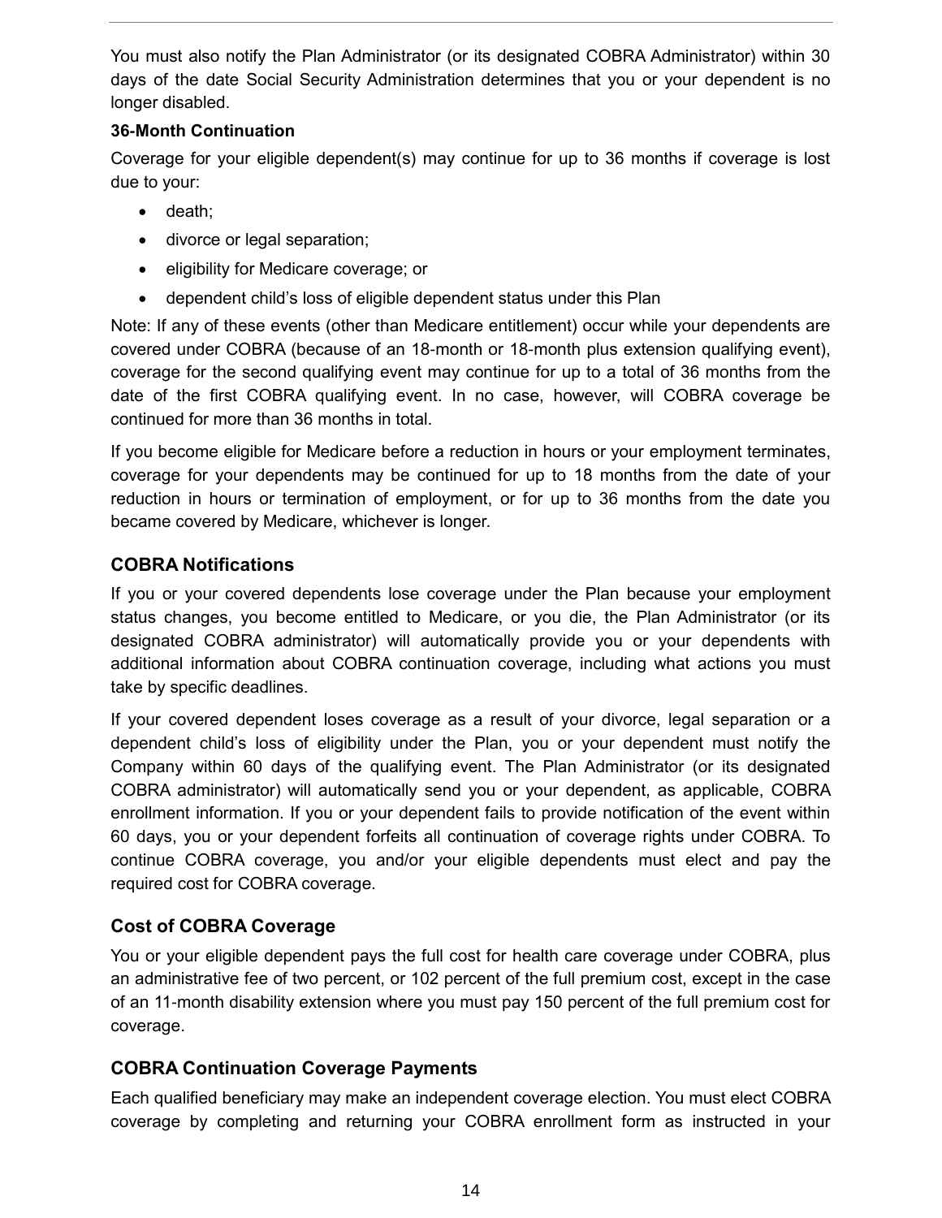You must also notify the Plan Administrator (or its designated COBRA Administrator) within 30 days of the date Social Security Administration determines that you or your dependent is no longer disabled.

**36-Month Continuation**

Coverage for your eligible dependent(s) may continue for up to 36 months if coverage is lost due to your:

- death;
- divorce or legal separation;
- eligibility for Medicare coverage; or
- dependent child's loss of eligible dependent status under this Plan

Note: If any of these events (other than Medicare entitlement) occur while your dependents are covered under COBRA (because of an 18-month or 18-month plus extension qualifying event), coverage for the second qualifying event may continue for up to a total of 36 months from the date of the first COBRA qualifying event. In no case, however, will COBRA coverage be continued for more than 36 months in total.

If you become eligible for Medicare before a reduction in hours or your employment terminates, coverage for your dependents may be continued for up to 18 months from the date of your reduction in hours or termination of employment, or for up to 36 months from the date you became covered by Medicare, whichever is longer.

## COBRA Notifications

If you or your covered dependents lose coverage under the Plan because your employment status changes, you become entitled to Medicare, or you die, the Plan Administrator (or its designated COBRA administrator) will automatically provide you or your dependents with additional information about COBRA continuation coverage, including what actions you must take by specific deadlines.

If your covered dependent loses coverage as a result of your divorce, legal separation or a dependent child's loss of eligibility under the Plan, you or your dependent must notify the Company within 60 days of the qualifying event. The Plan Administrator (or its designated COBRA administrator) will automatically send you or your dependent, as applicable, COBRA enrollment information. If you or your dependent fails to provide notification of the event within 60 days, you or your dependent forfeits all continuation of coverage rights under COBRA. To continue COBRA coverage, you and/or your eligible dependents must elect and pay the required cost for COBRA coverage.

## Cost of COBRA Coverage

You or your eligible dependent pays the full cost for health care coverage under COBRA, plus an administrative fee of two percent, or 102 percent of the full premium cost, except in the case of an 11-month disability extension where you must pay 150 percent of the full premium cost for coverage.

## COBRA Continuation Coverage Payments

Each qualified beneficiary may make an independent coverage election. You must elect COBRA coverage by completing and returning your COBRA enrollment form as instructed in your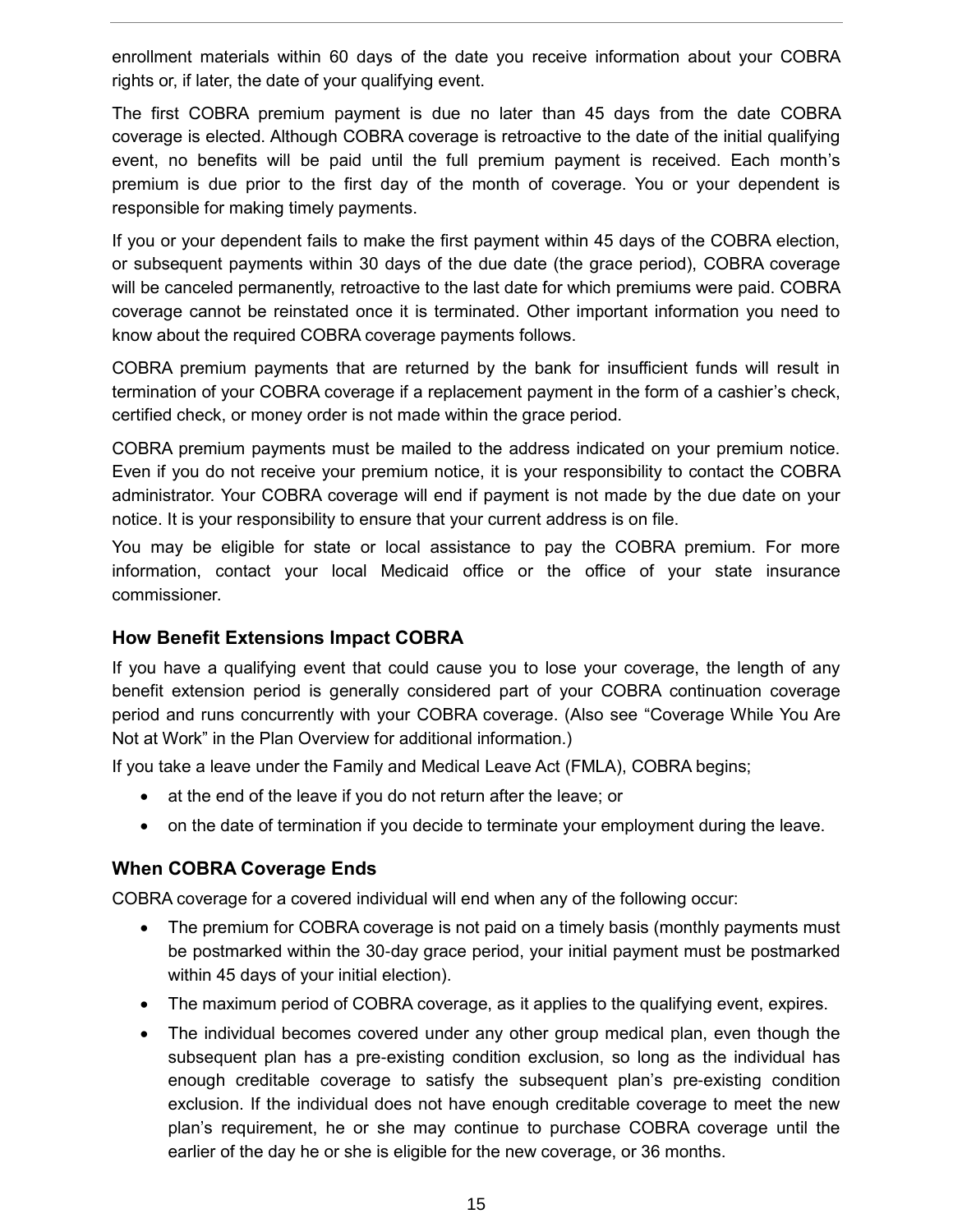enrollment materials within 60 days of the date you receive information about your COBRA rights or, if later, the date of your qualifying event.

The first COBRA premium payment is due no later than 45 days from the date COBRA coverage is elected. Although COBRA coverage is retroactive to the date of the initial qualifying event, no benefits will be paid until the full premium payment is received. Each month's premium is due prior to the first day of the month of coverage. You or your dependent is responsible for making timely payments.

If you or your dependent fails to make the first payment within 45 days of the COBRA election, or subsequent payments within 30 days of the due date (the grace period), COBRA coverage will be canceled permanently, retroactive to the last date for which premiums were paid. COBRA coverage cannot be reinstated once it is terminated. Other important information you need to know about the required COBRA coverage payments follows.

COBRA premium payments that are returned by the bank for insufficient funds will result in termination of your COBRA coverage if a replacement payment in the form of a cashier's check, certified check, or money order is not made within the grace period.

COBRA premium payments must be mailed to the address indicated on your premium notice. Even if you do not receive your premium notice, it is your responsibility to contact the COBRA administrator. Your COBRA coverage will end if payment is not made by the due date on your notice. It is your responsibility to ensure that your current address is on file.

You may be eligible for state or local assistance to pay the COBRA premium. For more information, contact your local Medicaid office or the office of your state insurance commissioner.

### How Benefit Extensions Impact COBRA

If you have a qualifying event that could cause you to lose your coverage, the length of any benefit extension period is generally considered part of your COBRA continuation coverage period and runs concurrently with your COBRA coverage. (Also see "Coverage While You Are Not at Work" in the Plan Overview for additional information.)

If you take a leave under the Family and Medical Leave Act (FMLA), COBRA begins;

- at the end of the leave if you do not return after the leave; or
- on the date of termination if you decide to terminate your employment during the leave.

### When COBRA Coverage Ends

COBRA coverage for a covered individual will end when any of the following occur:

- The premium for COBRA coverage is not paid on a timely basis (monthly payments must be postmarked within the 30-day grace period, your initial payment must be postmarked within 45 days of your initial election).
- The maximum period of COBRA coverage, as it applies to the qualifying event, expires.
- The individual becomes covered under any other group medical plan, even though the subsequent plan has a pre-existing condition exclusion, so long as the individual has enough creditable coverage to satisfy the subsequent plan's pre-existing condition exclusion. If the individual does not have enough creditable coverage to meet the new plan's requirement, he or she may continue to purchase COBRA coverage until the earlier of the day he or she is eligible for the new coverage, or 36 months.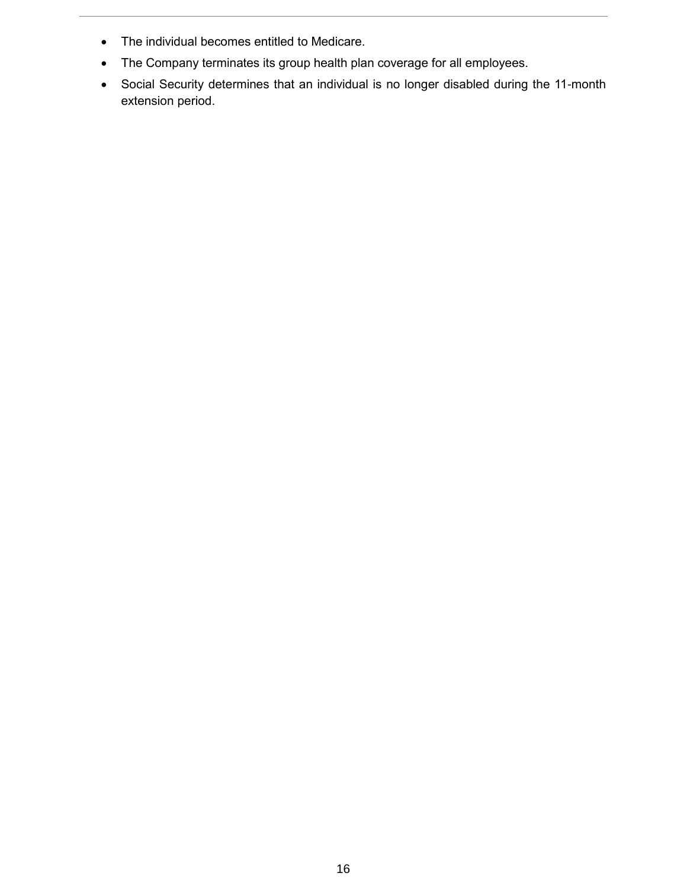- The individual becomes entitled to Medicare.
- The Company terminates its group health plan coverage for all employees.
- Social Security determines that an individual is no longer disabled during the 11-month extension period.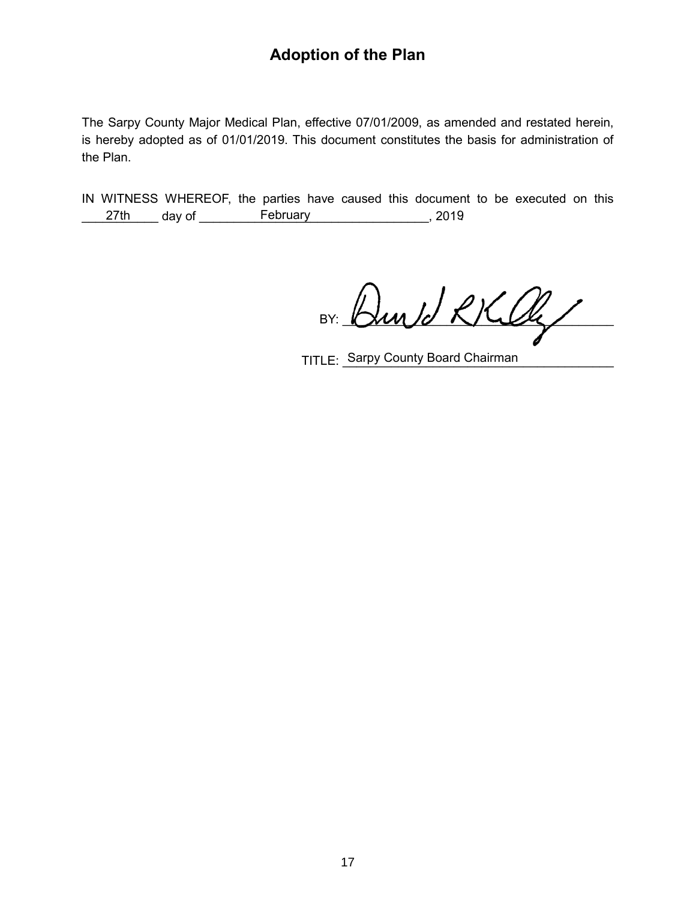# Adoption of the Plan

The Sarpy County Major Medical Plan, effective 07/01/2009, as amended and restated herein, is hereby adopted as of 01/01/2019. This document constitutes the basis for administration of the Plan.

IN WITNESS WHEREOF, the parties have caused this document to be executed on this 27th day of February, 2019

BY: David R Kelly

TITLE: Sarpy County Board Chairman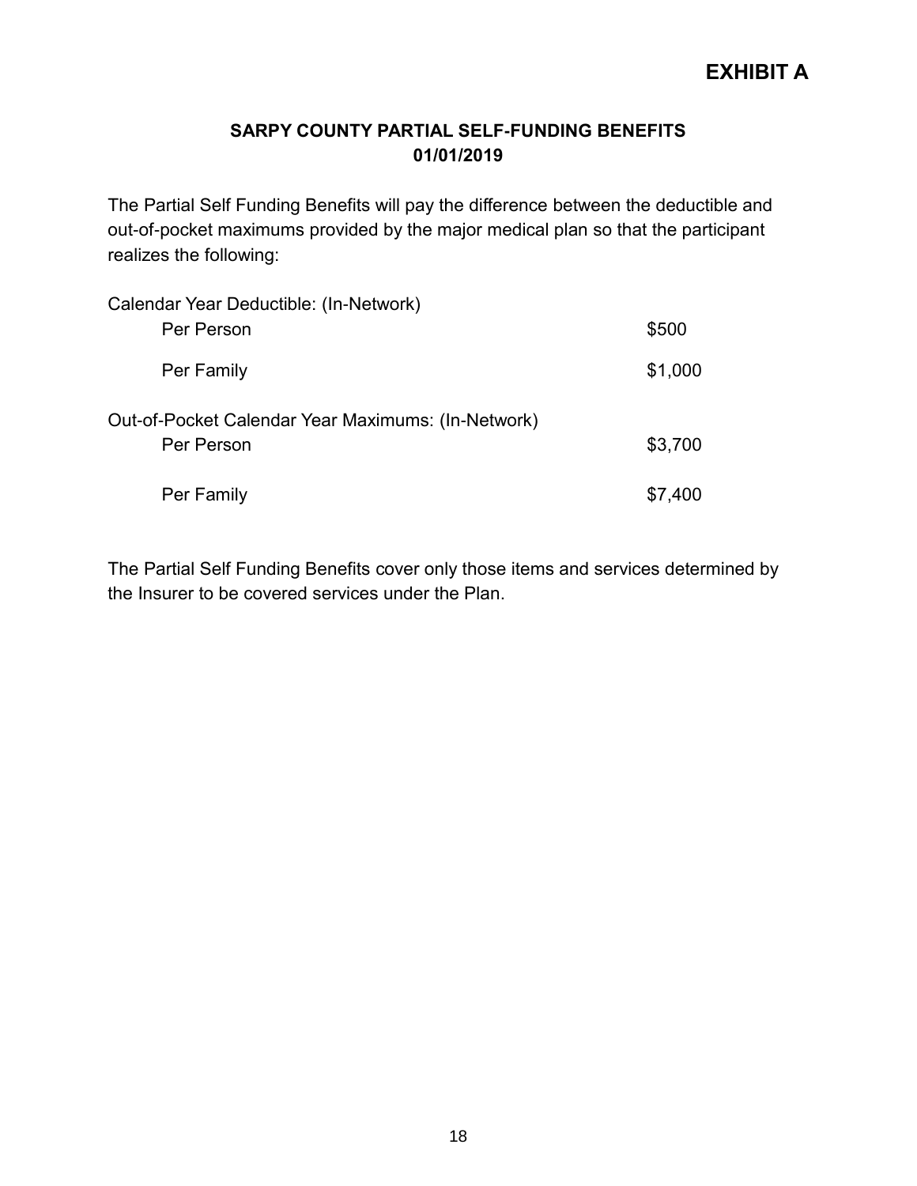# EXHIBIT A

## SARPY COUNTY PARTIAL SELF-FUNDING BENEFITS
## 01/01/2019

The Partial Self Funding Benefits will pay the difference between the deductible and out-of-pocket maximums provided by the major medical plan so that the participant realizes the following:

| | |
|---|---|
| Calendar Year Deductible: (In-Network) | |
| Per Person | $500 |
| Per Family | $1,000 |
| Out-of-Pocket Calendar Year Maximums: (In-Network) | |
| Per Person | $3,700 |
| Per Family | $7,400 |

The Partial Self Funding Benefits cover only those items and services determined by the Insurer to be covered services under the Plan.